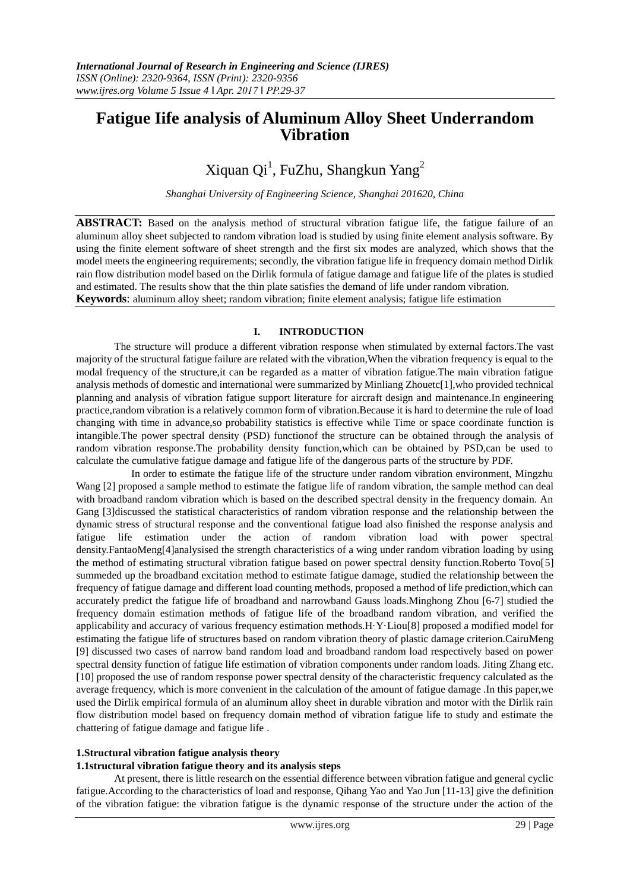# Fatigue Iife analysis of Aluminum Alloy Sheet Underrandom Vibration

Xiquan Qi[1], FuZhu, Shangkun Yang[2]

*Shanghai University of Engineering Science, Shanghai 201620, China*

**ABSTRACT:** Based on the analysis method of structural vibration fatigue life, the fatigue failure of an aluminum alloy sheet subjected to random vibration load is studied by using finite element analysis software. By using the finite element software of sheet strength and the first six modes are analyzed, which shows that the model meets the engineering requirements; secondly, the vibration fatigue life in frequency domain method Dirlik rain flow distribution model based on the Dirlik formula of fatigue damage and fatigue life of the plates is studied and estimated. The results show that the thin plate satisfies the demand of life under random vibration.

**Keywords**: aluminum alloy sheet; random vibration; finite element analysis; fatigue life estimation

## I. INTRODUCTION

The structure will produce a different vibration response when stimulated by external factors.The vast majority of the structural fatigue failure are related with the vibration,When the vibration frequency is equal to the modal frequency of the structure,it can be regarded as a matter of vibration fatigue.The main vibration fatigue analysis methods of domestic and international were summarized by Minliang Zhouetc[1],who provided technical planning and analysis of vibration fatigue support literature for aircraft design and maintenance.In engineering practice,random vibration is a relatively common form of vibration.Because it is hard to determine the rule of load changing with time in advance,so probability statistics is effective while Time or space coordinate function is intangible.The power spectral density (PSD) functionof the structure can be obtained through the analysis of random vibration response.The probability density function,which can be obtained by PSD,can be used to calculate the cumulative fatigue damage and fatigue life of the dangerous parts of the structure by PDF.

In order to estimate the fatigue life of the structure under random vibration environment, Mingzhu Wang [2] proposed a sample method to estimate the fatigue life of random vibration, the sample method can deal with broadband random vibration which is based on the described spectral density in the frequency domain. An Gang [3]discussed the statistical characteristics of random vibration response and the relationship between the dynamic stress of structural response and the conventional fatigue load also finished the response analysis and fatigue life estimation under the action of random vibration load with power spectral density.FantaoMeng[4]analysised the strength characteristics of a wing under random vibration loading by using the method of estimating structural vibration fatigue based on power spectral density function.Roberto Tovo[5] summeded up the broadband excitation method to estimate fatigue damage, studied the relationship between the frequency of fatigue damage and different load counting methods, proposed a method of life prediction,which can accurately predict the fatigue life of broadband and narrowband Gauss loads.Minghong Zhou [6-7] studied the frequency domain estimation methods of fatigue life of the broadband random vibration, and verified the applicability and accuracy of various frequency estimation methods.H·Y·Liou[8] proposed a modified model for estimating the fatigue life of structures based on random vibration theory of plastic damage criterion.CairuMeng [9] discussed two cases of narrow band random load and broadband random load respectively based on power spectral density function of fatigue life estimation of vibration components under random loads. Jiting Zhang etc. [10] proposed the use of random response power spectral density of the characteristic frequency calculated as the average frequency, which is more convenient in the calculation of the amount of fatigue damage .In this paper,we used the Dirlik empirical formula of an aluminum alloy sheet in durable vibration and motor with the Dirlik rain flow distribution model based on frequency domain method of vibration fatigue life to study and estimate the chattering of fatigue damage and fatigue life .

### 1.Structural vibration fatigue analysis theory

#### 1.1structural vibration fatigue theory and its analysis steps

At present, there is little research on the essential difference between vibration fatigue and general cyclic fatigue.According to the characteristics of load and response, Qihang Yao and Yao Jun [11-13] give the definition of the vibration fatigue: the vibration fatigue is the dynamic response of the structure under the action of the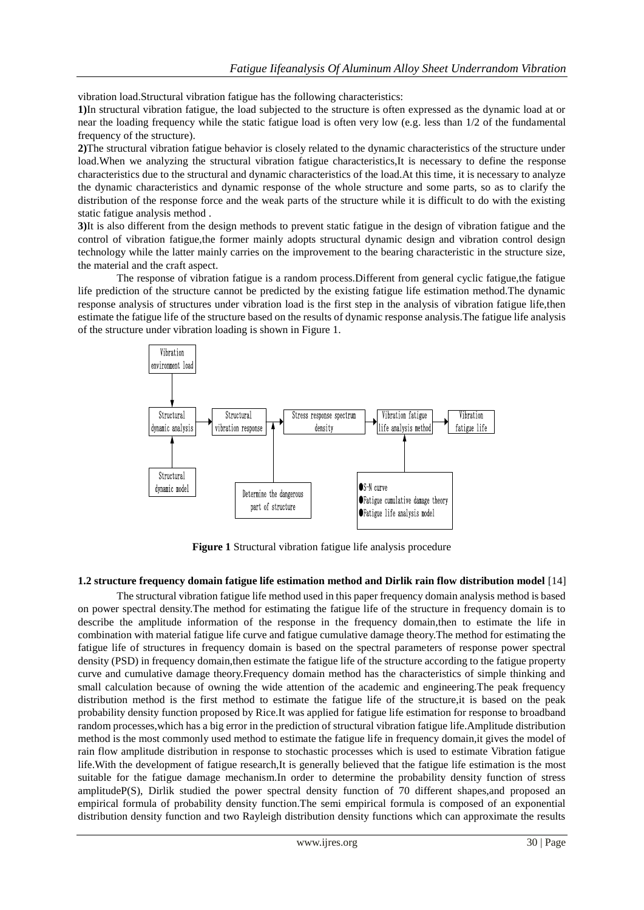vibration load.Structural vibration fatigue has the following characteristics:

**1)**In structural vibration fatigue, the load subjected to the structure is often expressed as the dynamic load at or near the loading frequency while the static fatigue load is often very low (e.g. less than 1/2 of the fundamental frequency of the structure).

**2)**The structural vibration fatigue behavior is closely related to the dynamic characteristics of the structure under load.When we analyzing the structural vibration fatigue characteristics,It is necessary to define the response characteristics due to the structural and dynamic characteristics of the load.At this time, it is necessary to analyze the dynamic characteristics and dynamic response of the whole structure and some parts, so as to clarify the distribution of the response force and the weak parts of the structure while it is difficult to do with the existing static fatigue analysis method .

**3)**It is also different from the design methods to prevent static fatigue in the design of vibration fatigue and the control of vibration fatigue,the former mainly adopts structural dynamic design and vibration control design technology while the latter mainly carries on the improvement to the bearing characteristic in the structure size, the material and the craft aspect.

The response of vibration fatigue is a random process.Different from general cyclic fatigue,the fatigue life prediction of the structure cannot be predicted by the existing fatigue life estimation method.The dynamic response analysis of structures under vibration load is the first step in the analysis of vibration fatigue life,then estimate the fatigue life of the structure based on the results of dynamic response analysis.The fatigue life analysis of the structure under vibration loading is shown in Figure 1.

```
                Vibration
            environment load
                   |
                   v
Structural      --> Structural         --> Stress response spectrum --> Vibration fatigue      --> Vibration
dynamic analysis    vibration response  ^  density                      life analysis method       fatigue life
                   ^                    |                               ^
                   |                    |                               |
Structural                      Determine the dangerous     ●S-N curve
dynamic model                   part of structure           ●Fatigue cumulative damage theory
                                                            ●Fatigue life analysis model
```

**Figure 1** Structural vibration fatigue life analysis procedure

### 1.2 structure frequency domain fatigue life estimation method and Dirlik rain flow distribution model [14]

The structural vibration fatigue life method used in this paper frequency domain analysis method is based on power spectral density.The method for estimating the fatigue life of the structure in frequency domain is to describe the amplitude information of the response in the frequency domain,then to estimate the life in combination with material fatigue life curve and fatigue cumulative damage theory.The method for estimating the fatigue life of structures in frequency domain is based on the spectral parameters of response power spectral density (PSD) in frequency domain,then estimate the fatigue life of the structure according to the fatigue property curve and cumulative damage theory.Frequency domain method has the characteristics of simple thinking and small calculation because of owning the wide attention of the academic and engineering.The peak frequency distribution method is the first method to estimate the fatigue life of the structure,it is based on the peak probability density function proposed by Rice.It was applied for fatigue life estimation for response to broadband random processes,which has a big error in the prediction of structural vibration fatigue life.Amplitude distribution method is the most commonly used method to estimate the fatigue life in frequency domain,it gives the model of rain flow amplitude distribution in response to stochastic processes which is used to estimate Vibration fatigue life.With the development of fatigue research,It is generally believed that the fatigue life estimation is the most suitable for the fatigue damage mechanism.In order to determine the probability density function of stress amplitude$P(S)$, Dirlik studied the power spectral density function of 70 different shapes,and proposed an empirical formula of probability density function.The semi empirical formula is composed of an exponential distribution density function and two Rayleigh distribution density functions which can approximate the results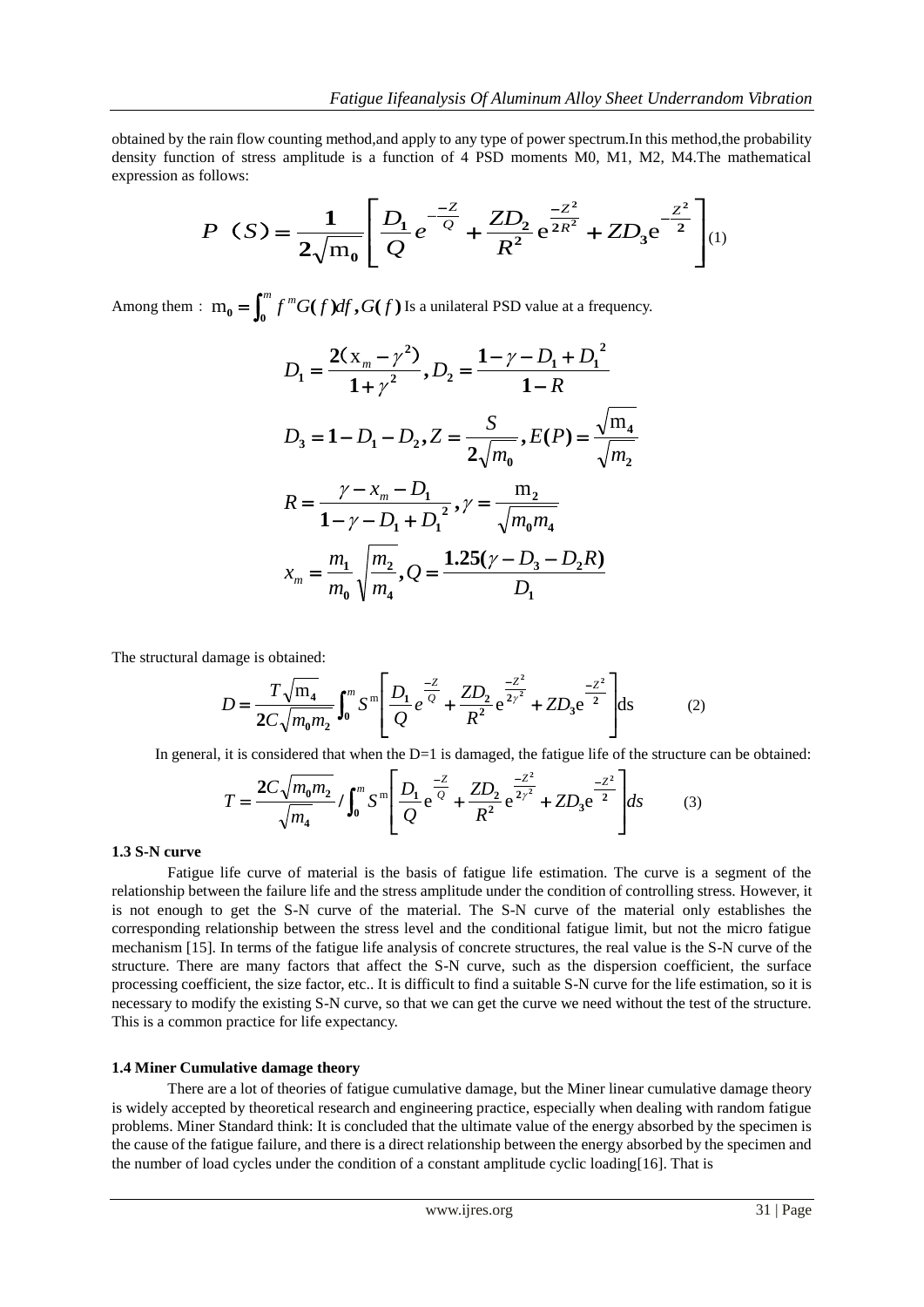obtained by the rain flow counting method,and apply to any type of power spectrum.In this method,the probability density function of stress amplitude is a function of 4 PSD moments M0, M1, M2, M4.The mathematical expression as follows:

$$P\ (S)=\frac{1}{2\sqrt{\mathrm{m}_0}}\left[\frac{D_1}{Q}e^{-\frac{-Z}{Q}}+\frac{ZD_2}{R^2}\mathrm{e}^{\frac{-Z^2}{2R^2}}+ZD_3\mathrm{e}^{-\frac{Z^2}{2}}\right] \quad (1)$$

Among them： $\mathrm{m}_0=\int_0^m f^m G(f)df, G(f)$ Is a unilateral PSD value at a frequency.

$$D_1=\frac{2(\mathrm{x}_m-\gamma^2)}{1+\gamma^2}, D_2=\frac{1-\gamma-D_1+D_1^2}{1-R}$$

$$D_3=1-D_1-D_2, Z=\frac{S}{2\sqrt{m_0}}, E(P)=\frac{\sqrt{\mathrm{m}_4}}{\sqrt{m_2}}$$

$$R=\frac{\gamma-x_m-D_1}{1-\gamma-D_1+D_1^2}, \gamma=\frac{\mathrm{m}_2}{\sqrt{m_0 m_4}}$$

$$x_m=\frac{m_1}{m_0}\sqrt{\frac{m_2}{m_4}}, Q=\frac{1.25(\gamma-D_3-D_2R)}{D_1}$$

The structural damage is obtained:

$$D=\frac{T\sqrt{\mathrm{m}_4}}{2C\sqrt{m_0 m_2}}\int_0^m S^{\mathrm{m}}\left[\frac{D_1}{Q}e^{\frac{-Z}{Q}}+\frac{ZD_2}{R^2}\mathrm{e}^{\frac{-Z^2}{2\gamma^2}}+ZD_3\mathrm{e}^{\frac{-Z^2}{2}}\right]\mathrm{ds} \quad (2)$$

In general, it is considered that when the D=1 is damaged, the fatigue life of the structure can be obtained:

$$T=\frac{2C\sqrt{m_0 m_2}}{\sqrt{m_4}}/\int_0^m S^{\mathrm{m}}\left[\frac{D_1}{Q}\mathrm{e}^{\frac{-Z}{Q}}+\frac{ZD_2}{R^2}\mathrm{e}^{\frac{-Z^2}{2\gamma^2}}+ZD_3\mathrm{e}^{\frac{-Z^2}{2}}\right]ds \quad (3)$$

### 1.3 S-N curve

Fatigue life curve of material is the basis of fatigue life estimation. The curve is a segment of the relationship between the failure life and the stress amplitude under the condition of controlling stress. However, it is not enough to get the S-N curve of the material. The S-N curve of the material only establishes the corresponding relationship between the stress level and the conditional fatigue limit, but not the micro fatigue mechanism [15]. In terms of the fatigue life analysis of concrete structures, the real value is the S-N curve of the structure. There are many factors that affect the S-N curve, such as the dispersion coefficient, the surface processing coefficient, the size factor, etc.. It is difficult to find a suitable S-N curve for the life estimation, so it is necessary to modify the existing S-N curve, so that we can get the curve we need without the test of the structure. This is a common practice for life expectancy.

### 1.4 Miner Cumulative damage theory

There are a lot of theories of fatigue cumulative damage, but the Miner linear cumulative damage theory is widely accepted by theoretical research and engineering practice, especially when dealing with random fatigue problems. Miner Standard think: It is concluded that the ultimate value of the energy absorbed by the specimen is the cause of the fatigue failure, and there is a direct relationship between the energy absorbed by the specimen and the number of load cycles under the condition of a constant amplitude cyclic loading[16]. That is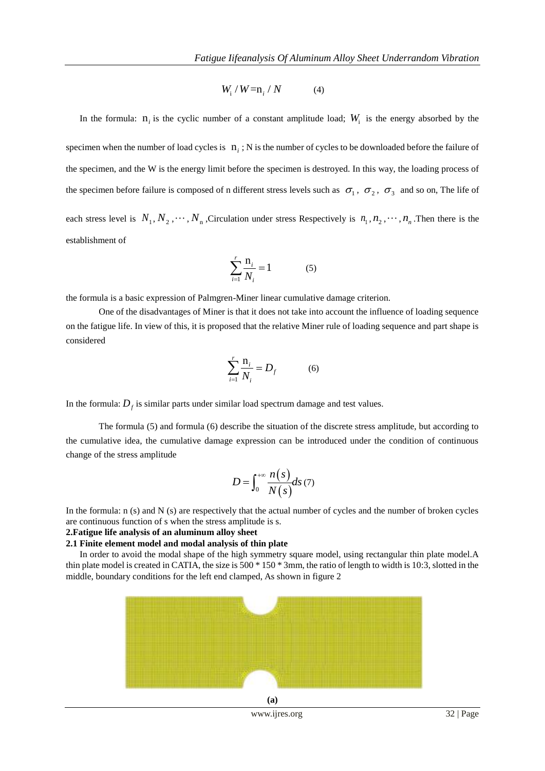$$W_i / W = n_i / N \qquad (4)$$

In the formula: $n_i$ is the cyclic number of a constant amplitude load; $W_i$ is the energy absorbed by the specimen when the number of load cycles is $n_i$ ; N is the number of cycles to be downloaded before the failure of the specimen, and the W is the energy limit before the specimen is destroyed. In this way, the loading process of the specimen before failure is composed of n different stress levels such as $\sigma_1$, $\sigma_2$, $\sigma_3$ and so on, The life of each stress level is $N_1, N_2, \cdots, N_n$ ,Circulation under stress Respectively is $n_1, n_2, \cdots, n_n$ .Then there is the establishment of

$$\sum_{i=1}^{r} \frac{n_i}{N_i} = 1 \qquad (5)$$

the formula is a basic expression of Palmgren-Miner linear cumulative damage criterion.

One of the disadvantages of Miner is that it does not take into account the influence of loading sequence on the fatigue life. In view of this, it is proposed that the relative Miner rule of loading sequence and part shape is considered

$$\sum_{i=1}^{r} \frac{n_i}{N_i} = D_f \qquad (6)$$

In the formula: $D_f$ is similar parts under similar load spectrum damage and test values.

The formula (5) and formula (6) describe the situation of the discrete stress amplitude, but according to the cumulative idea, the cumulative damage expression can be introduced under the condition of continuous change of the stress amplitude

$$D = \int_0^{+\infty} \frac{n(s)}{N(s)} ds \qquad (7)$$

In the formula: n (s) and N (s) are respectively that the actual number of cycles and the number of broken cycles are continuous function of s when the stress amplitude is s.

## 2.Fatigue life analysis of an aluminum alloy sheet

### 2.1 Finite element model and modal analysis of thin plate

In order to avoid the modal shape of the high symmetry square model, using rectangular thin plate model.A thin plate model is created in CATIA, the size is 500 * 150 * 3mm, the ratio of length to width is 10:3, slotted in the middle, boundary conditions for the left end clamped, As shown in figure 2

(a)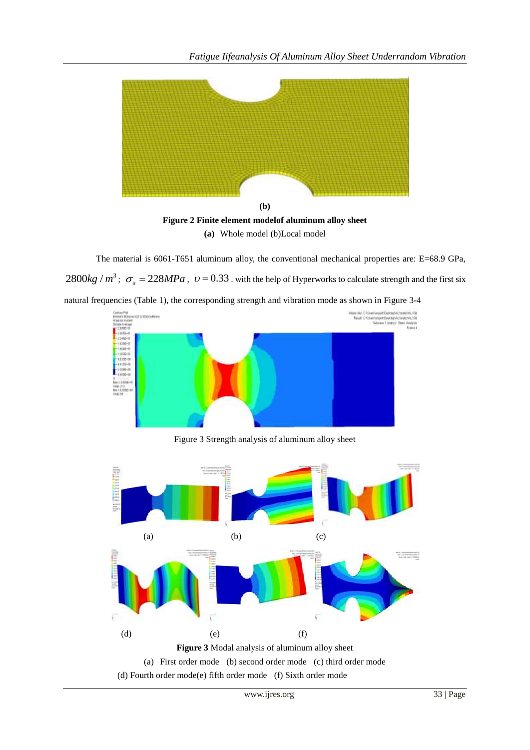**(b)**

**Figure 2 Finite element modelof aluminum alloy sheet**

**(a)** Whole model (b)Local model

The material is 6061-T651 aluminum alloy, the conventional mechanical properties are: E=68.9 GPa, $2800kg/m^3$; $\sigma_u = 228MPa$, $\upsilon = 0.33$. with the help of Hyperworks to calculate strength and the first six natural frequencies (Table 1), the corresponding strength and vibration mode as shown in Figure 3-4

Figure 3 Strength analysis of aluminum alloy sheet

(a) (b) (c)

(d) (e) (f)

**Figure 3** Modal analysis of aluminum alloy sheet

(a) First order mode (b) second order mode (c) third order mode

(d) Fourth order mode(e) fifth order mode (f) Sixth order mode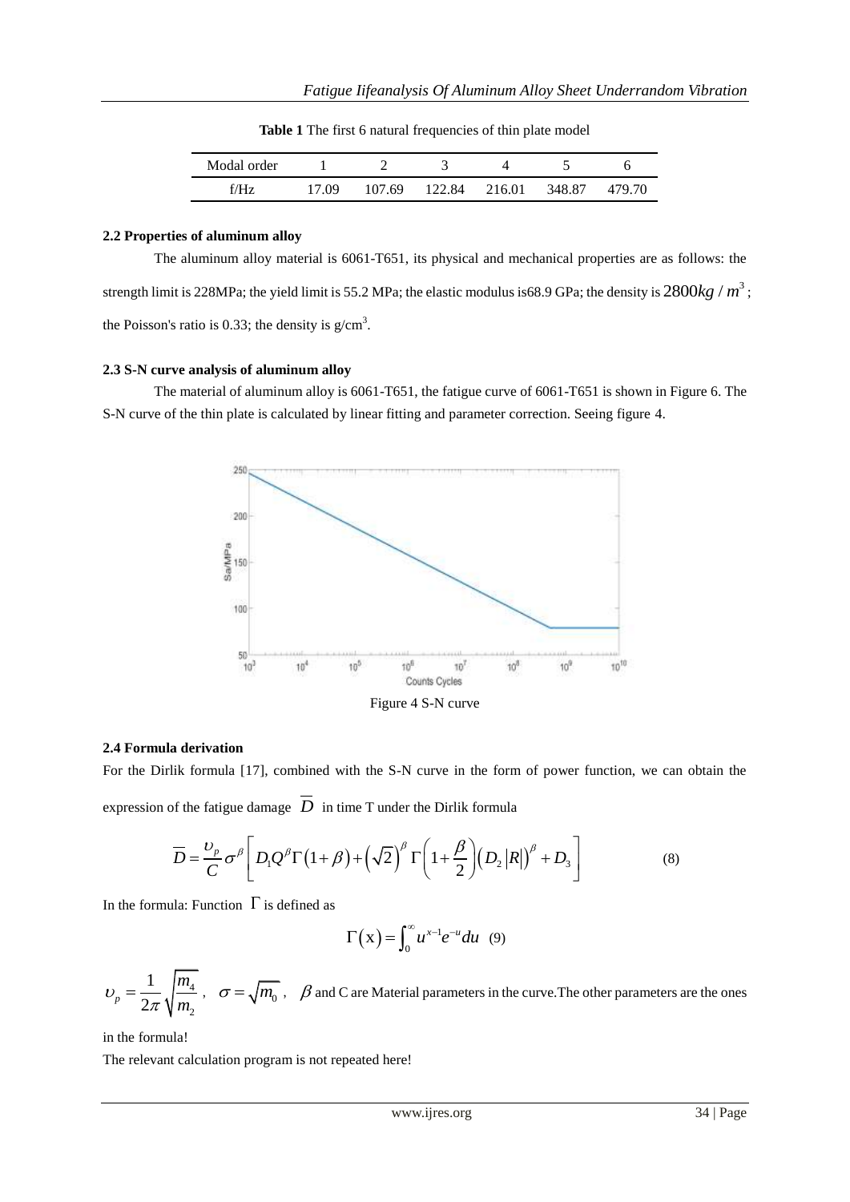**Table 1** The first 6 natural frequencies of thin plate model

| Modal order | 1 | 2 | 3 | 4 | 5 | 6 |
|---|---|---|---|---|---|---|
| f/Hz | 17.09 | 107.69 | 122.84 | 216.01 | 348.87 | 479.70 |

### 2.2 Properties of aluminum alloy

The aluminum alloy material is 6061-T651, its physical and mechanical properties are as follows: the strength limit is 228MPa; the yield limit is 55.2 MPa; the elastic modulus is68.9 GPa; the density is $2800kg/m^3$; the Poisson's ratio is 0.33; the density is g/cm$^3$.

### 2.3 S-N curve analysis of aluminum alloy

The material of aluminum alloy is 6061-T651, the fatigue curve of 6061-T651 is shown in Figure 6. The S-N curve of the thin plate is calculated by linear fitting and parameter correction. Seeing figure 4.

Figure 4 S-N curve

### 2.4 Formula derivation

For the Dirlik formula [17], combined with the S-N curve in the form of power function, we can obtain the expression of the fatigue damage $\overline{D}$ in time T under the Dirlik formula

$$\overline{D} = \frac{\upsilon_p}{C}\sigma^{\beta}\left[D_1 Q^{\beta}\Gamma(1+\beta) + \left(\sqrt{2}\right)^{\beta}\Gamma\left(1+\frac{\beta}{2}\right)\left(D_2\left|R\right|\right)^{\beta} + D_3\right] \quad (8)$$

In the formula: Function $\Gamma$ is defined as

$$\Gamma(\mathrm{x}) = \int_0^{\infty} u^{x-1}e^{-u}du \quad (9)$$

$\upsilon_p = \frac{1}{2\pi}\sqrt{\frac{m_4}{m_2}}$, $\sigma = \sqrt{m_0}$, $\beta$ and C are Material parameters in the curve.The other parameters are the ones in the formula!

The relevant calculation program is not repeated here!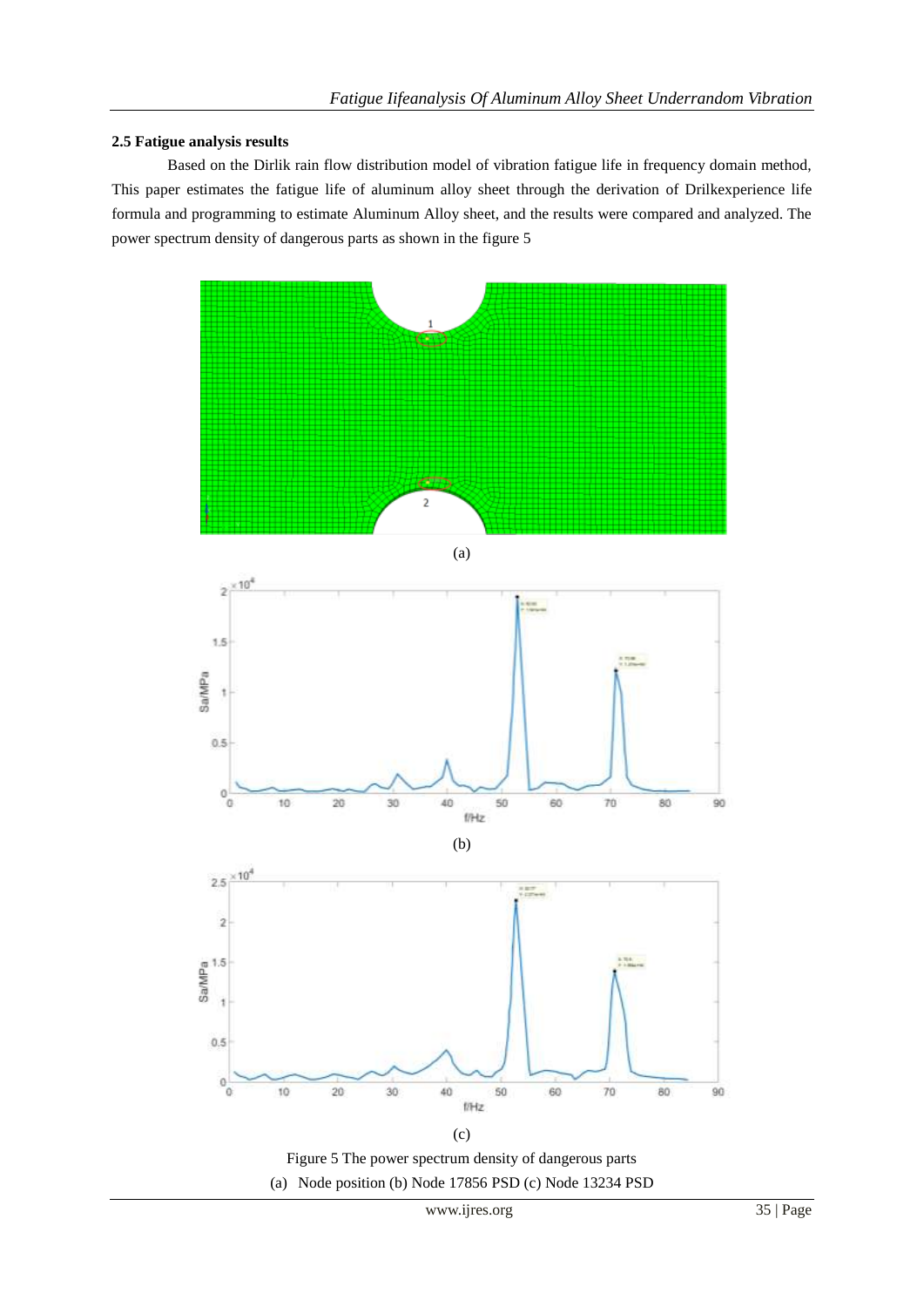### 2.5 Fatigue analysis results

Based on the Dirlik rain flow distribution model of vibration fatigue life in frequency domain method, This paper estimates the fatigue life of aluminum alloy sheet through the derivation of Drilkexperience life formula and programming to estimate Aluminum Alloy sheet, and the results were compared and analyzed. The power spectrum density of dangerous parts as shown in the figure 5

(a)

(b)

(c)

Figure 5 The power spectrum density of dangerous parts

(a) Node position (b) Node 17856 PSD (c) Node 13234 PSD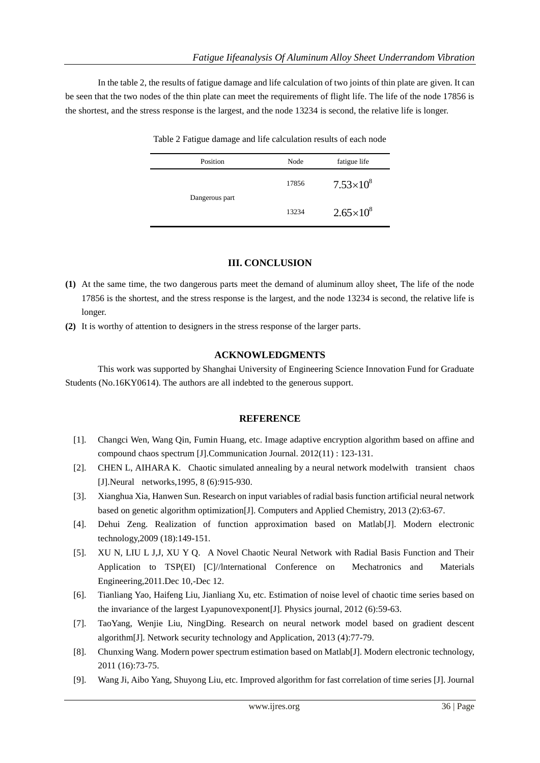In the table 2, the results of fatigue damage and life calculation of two joints of thin plate are given. It can be seen that the two nodes of the thin plate can meet the requirements of flight life. The life of the node 17856 is the shortest, and the stress response is the largest, and the node 13234 is second, the relative life is longer.

Table 2 Fatigue damage and life calculation results of each node

| Position | Node | fatigue life |
|---|---|---|
| Dangerous part | 17856 | $7.53\times10^{8}$ |
| | 13234 | $2.65\times10^{8}$ |

## III. CONCLUSION

**(1)** At the same time, the two dangerous parts meet the demand of aluminum alloy sheet, The life of the node 17856 is the shortest, and the stress response is the largest, and the node 13234 is second, the relative life is longer.

**(2)** It is worthy of attention to designers in the stress response of the larger parts.

## ACKNOWLEDGMENTS

This work was supported by Shanghai University of Engineering Science Innovation Fund for Graduate Students (No.16KY0614). The authors are all indebted to the generous support.

## REFERENCE

[1]. Changci Wen, Wang Qin, Fumin Huang, etc. Image adaptive encryption algorithm based on affine and compound chaos spectrum [J].Communication Journal. 2012(11) : 123-131.

[2]. CHEN L, AIHARA K. Chaotic simulated annealing by a neural network modelwith transient chaos [J].Neural networks,1995, 8 (6):915-930.

[3]. Xianghua Xia, Hanwen Sun. Research on input variables of radial basis function artificial neural network based on genetic algorithm optimization[J]. Computers and Applied Chemistry, 2013 (2):63-67.

[4]. Dehui Zeng. Realization of function approximation based on Matlab[J]. Modern electronic technology,2009 (18):149-151.

[5]. XU N, LIU L J,J, XU Y Q. A Novel Chaotic Neural Network with Radial Basis Function and Their Application to TSP(EI) [C]//lnternational Conference on Mechatronics and Materials Engineering,2011.Dec 10,-Dec 12.

[6]. Tianliang Yao, Haifeng Liu, Jianliang Xu, etc. Estimation of noise level of chaotic time series based on the invariance of the largest Lyapunovexponent[J]. Physics journal, 2012 (6):59-63.

[7]. TaoYang, Wenjie Liu, NingDing. Research on neural network model based on gradient descent algorithm[J]. Network security technology and Application, 2013 (4):77-79.

[8]. Chunxing Wang. Modern power spectrum estimation based on Matlab[J]. Modern electronic technology, 2011 (16):73-75.

[9]. Wang Ji, Aibo Yang, Shuyong Liu, etc. Improved algorithm for fast correlation of time series [J]. Journal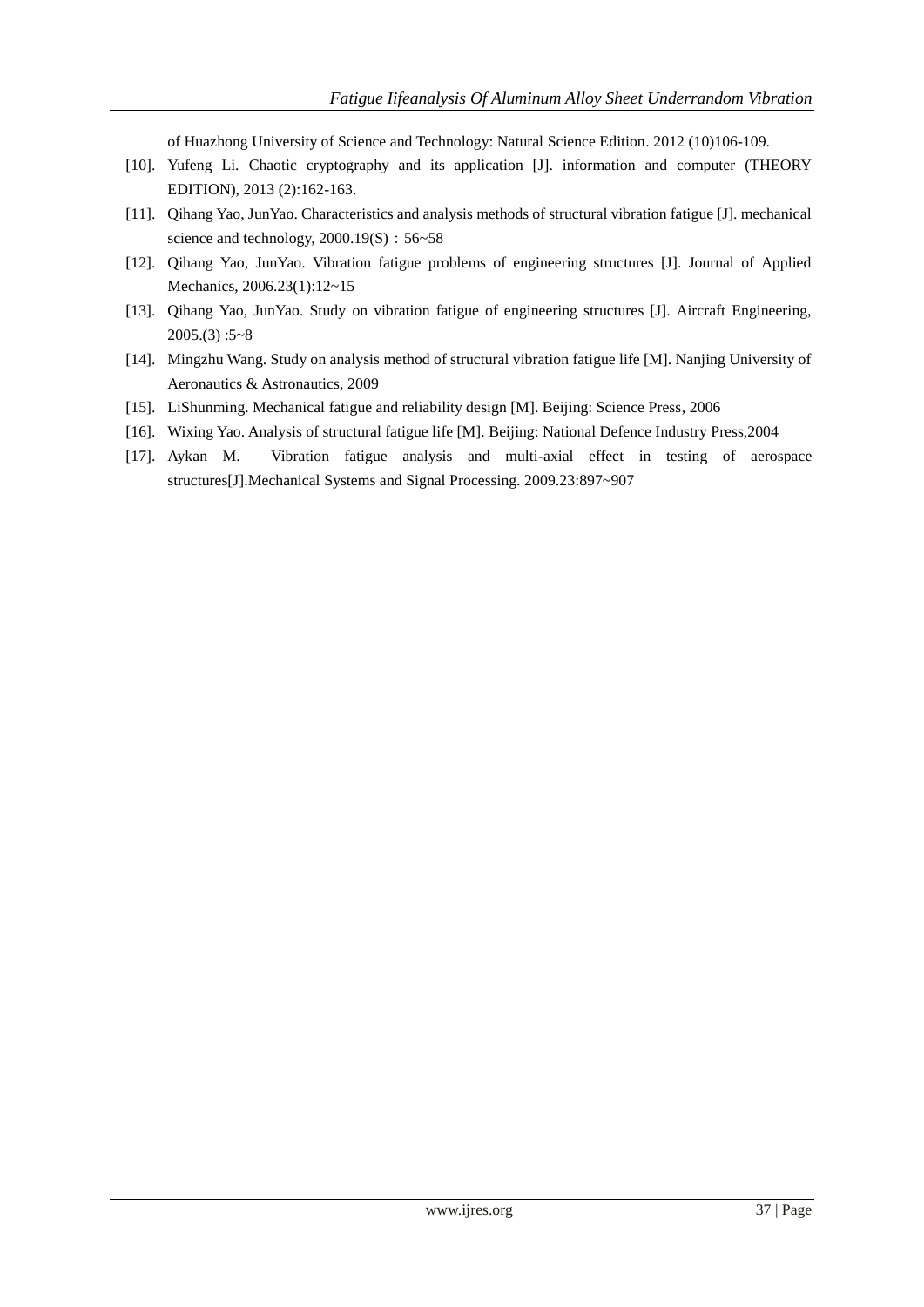of Huazhong University of Science and Technology: Natural Science Edition. 2012 (10)106-109.

[10]. Yufeng Li. Chaotic cryptography and its application [J]. information and computer (THEORY EDITION), 2013 (2):162-163.

[11]. Qihang Yao, JunYao. Characteristics and analysis methods of structural vibration fatigue [J]. mechanical science and technology, 2000.19(S)：56~58

[12]. Qihang Yao, JunYao. Vibration fatigue problems of engineering structures [J]. Journal of Applied Mechanics, 2006.23(1):12~15

[13]. Qihang Yao, JunYao. Study on vibration fatigue of engineering structures [J]. Aircraft Engineering, 2005.(3) :5~8

[14]. Mingzhu Wang. Study on analysis method of structural vibration fatigue life [M]. Nanjing University of Aeronautics & Astronautics, 2009

[15]. LiShunming. Mechanical fatigue and reliability design [M]. Beijing: Science Press, 2006

[16]. Wixing Yao. Analysis of structural fatigue life [M]. Beijing: National Defence Industry Press,2004

[17]. Aykan M. Vibration fatigue analysis and multi-axial effect in testing of aerospace structures[J].Mechanical Systems and Signal Processing. 2009.23:897~907